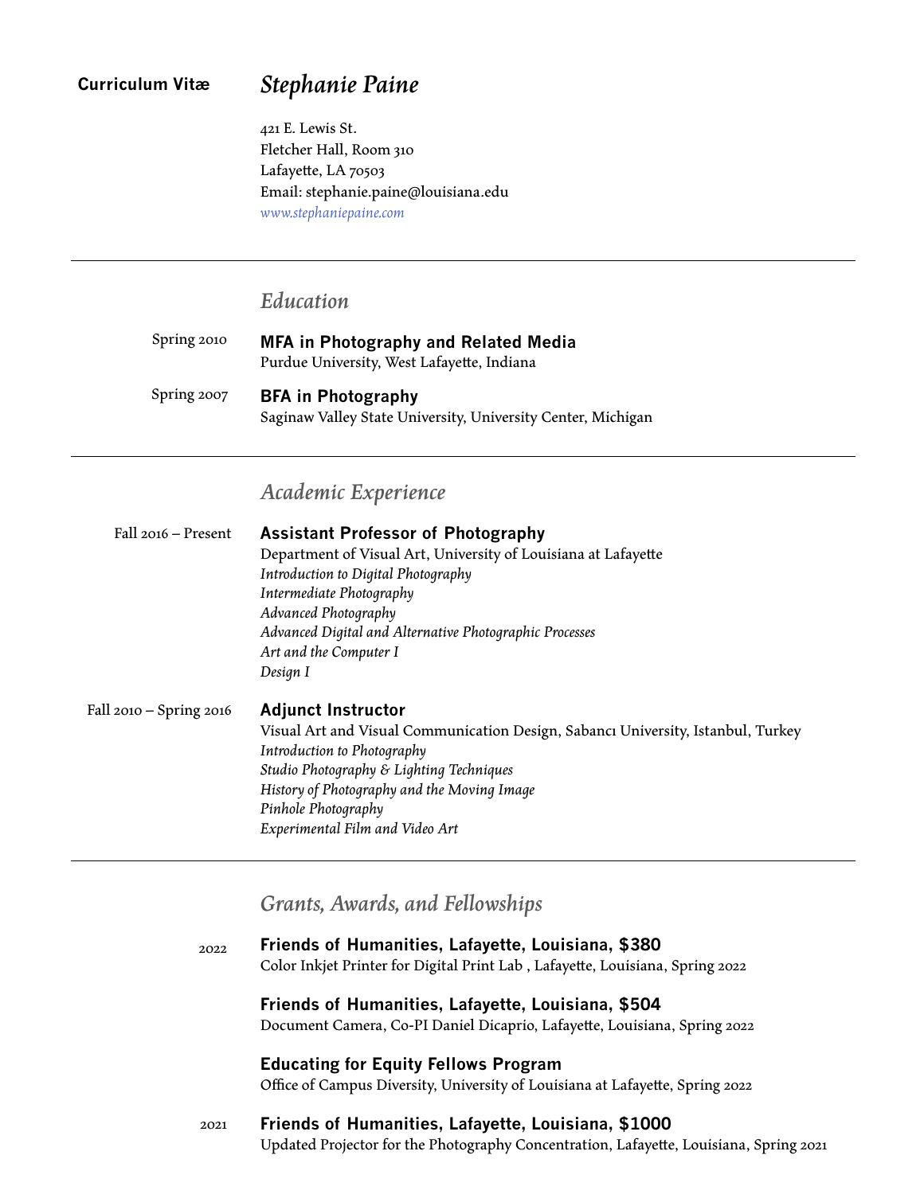**Curriculum Vitæ**

# *Stephanie Paine*

421 E. Lewis St.
Fletcher Hall, Room 310
Lafayette, LA 70503
Email: stephanie.paine@louisiana.edu
*www.stephaniepaine.com*

---

## *Education*

Spring 2010 — **MFA in Photography and Related Media**
Purdue University, West Lafayette, Indiana

Spring 2007 — **BFA in Photography**
Saginaw Valley State University, University Center, Michigan

---

## *Academic Experience*

Fall 2016 – Present — **Assistant Professor of Photography**
Department of Visual Art, University of Louisiana at Lafayette
*Introduction to Digital Photography*
*Intermediate Photography*
*Advanced Photography*
*Advanced Digital and Alternative Photographic Processes*
*Art and the Computer I*
*Design I*

Fall 2010 – Spring 2016 — **Adjunct Instructor**
Visual Art and Visual Communication Design, Sabancı University, Istanbul, Turkey
*Introduction to Photography*
*Studio Photography & Lighting Techniques*
*History of Photography and the Moving Image*
*Pinhole Photography*
*Experimental Film and Video Art*

---

## *Grants, Awards, and Fellowships*

2022

**Friends of Humanities, Lafayette, Louisiana, $380**
Color Inkjet Printer for Digital Print Lab , Lafayette, Louisiana, Spring 2022

**Friends of Humanities, Lafayette, Louisiana, $504**
Document Camera, Co-PI Daniel Dicaprio, Lafayette, Louisiana, Spring 2022

**Educating for Equity Fellows Program**
Office of Campus Diversity, University of Louisiana at Lafayette, Spring 2022

2021

**Friends of Humanities, Lafayette, Louisiana, $1000**
Updated Projector for the Photography Concentration, Lafayette, Louisiana, Spring 2021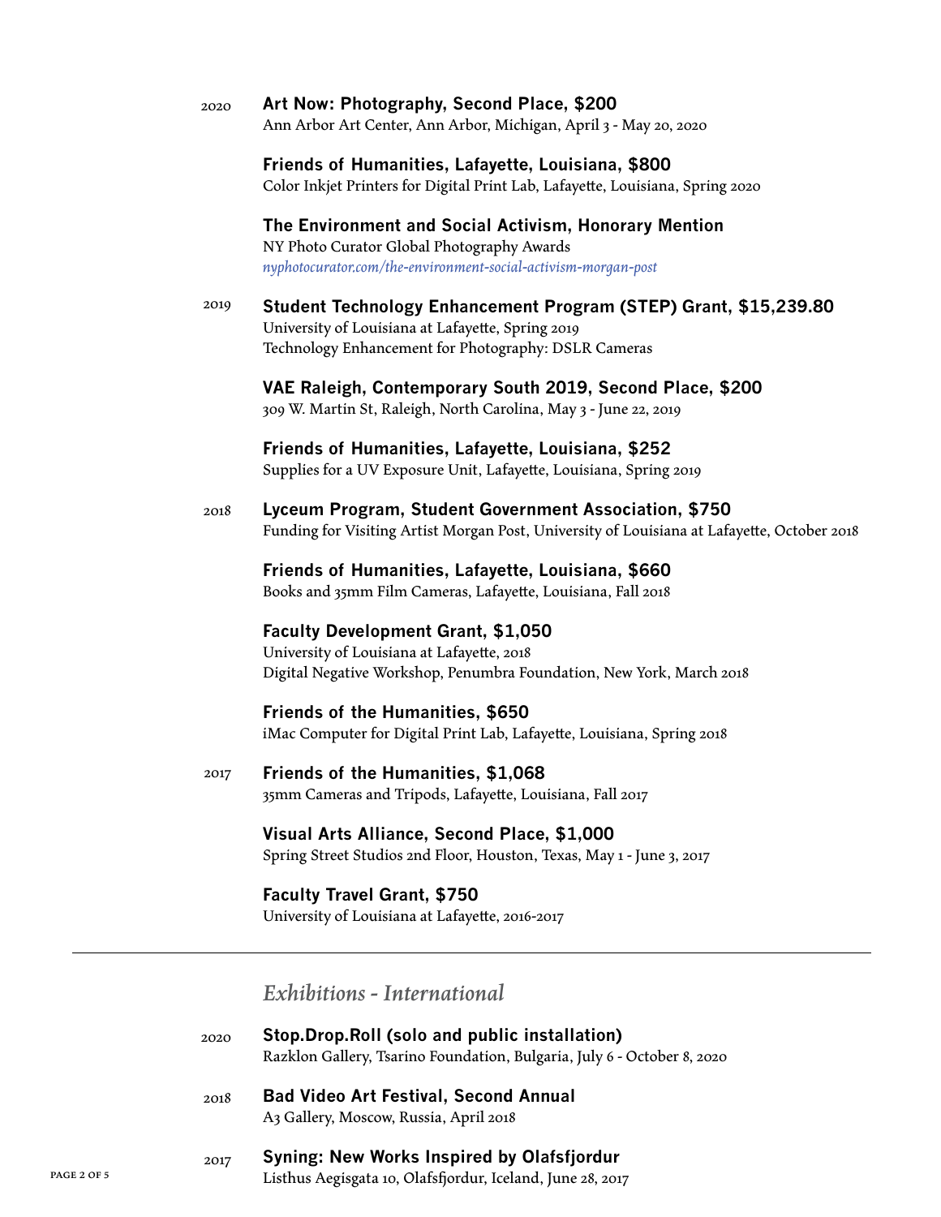2020 **Art Now: Photography, Second Place, $200**
Ann Arbor Art Center, Ann Arbor, Michigan, April 3 - May 20, 2020

**Friends of Humanities, Lafayette, Louisiana, $800**
Color Inkjet Printers for Digital Print Lab, Lafayette, Louisiana, Spring 2020

**The Environment and Social Activism, Honorary Mention**
NY Photo Curator Global Photography Awards
*nyphotocurator.com/the-environment-social-activism-morgan-post*

2019 **Student Technology Enhancement Program (STEP) Grant, $15,239.80**
University of Louisiana at Lafayette, Spring 2019
Technology Enhancement for Photography: DSLR Cameras

**VAE Raleigh, Contemporary South 2019, Second Place, $200**
309 W. Martin St, Raleigh, North Carolina, May 3 - June 22, 2019

**Friends of Humanities, Lafayette, Louisiana, $252**
Supplies for a UV Exposure Unit, Lafayette, Louisiana, Spring 2019

2018 **Lyceum Program, Student Government Association, $750**
Funding for Visiting Artist Morgan Post, University of Louisiana at Lafayette, October 2018

**Friends of Humanities, Lafayette, Louisiana, $660**
Books and 35mm Film Cameras, Lafayette, Louisiana, Fall 2018

**Faculty Development Grant, $1,050**
University of Louisiana at Lafayette, 2018
Digital Negative Workshop, Penumbra Foundation, New York, March 2018

**Friends of the Humanities, $650**
iMac Computer for Digital Print Lab, Lafayette, Louisiana, Spring 2018

2017 **Friends of the Humanities, $1,068**
35mm Cameras and Tripods, Lafayette, Louisiana, Fall 2017

**Visual Arts Alliance, Second Place, $1,000**
Spring Street Studios 2nd Floor, Houston, Texas, May 1 - June 3, 2017

**Faculty Travel Grant, $750**
University of Louisiana at Lafayette, 2016-2017

---

## *Exhibitions - International*

2020 **Stop.Drop.Roll (solo and public installation)**
Razklon Gallery, Tsarino Foundation, Bulgaria, July 6 - October 8, 2020

2018 **Bad Video Art Festival, Second Annual**
A3 Gallery, Moscow, Russia, April 2018

2017 **Syning: New Works Inspired by Olafsfjordur**
Listhus Aegisgata 10, Olafsfjordur, Iceland, June 28, 2017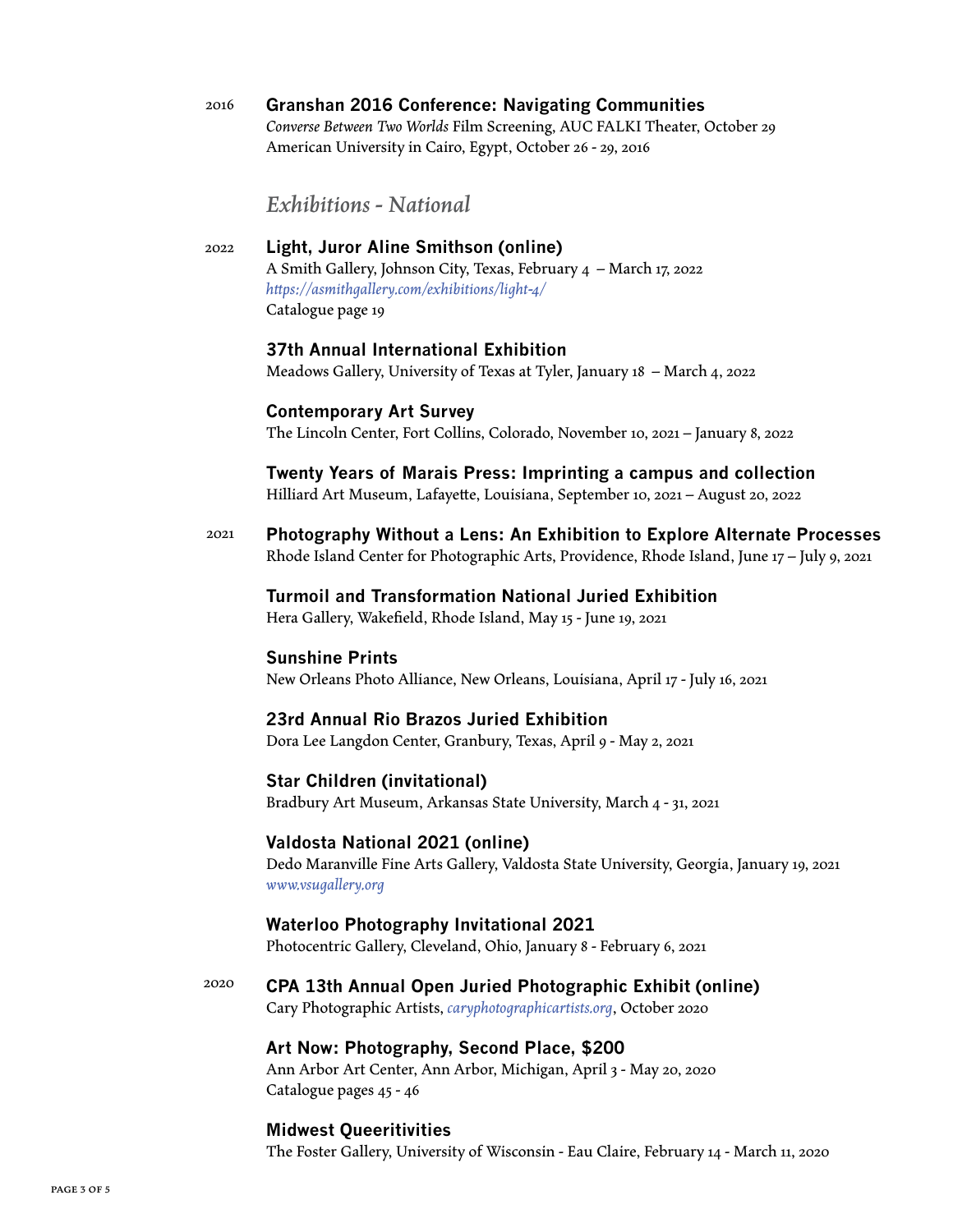2016 **Granshan 2016 Conference: Navigating Communities**
*Converse Between Two Worlds* Film Screening, AUC FALKI Theater, October 29
American University in Cairo, Egypt, October 26 - 29, 2016

## *Exhibitions - National*

2022 **Light, Juror Aline Smithson (online)**
A Smith Gallery, Johnson City, Texas, February 4 – March 17, 2022
*https://asmithgallery.com/exhibitions/light-4/*
Catalogue page 19

**37th Annual International Exhibition**
Meadows Gallery, University of Texas at Tyler, January 18 – March 4, 2022

**Contemporary Art Survey**
The Lincoln Center, Fort Collins, Colorado, November 10, 2021 – January 8, 2022

**Twenty Years of Marais Press: Imprinting a campus and collection**
Hilliard Art Museum, Lafayette, Louisiana, September 10, 2021 – August 20, 2022

2021 **Photography Without a Lens: An Exhibition to Explore Alternate Processes**
Rhode Island Center for Photographic Arts, Providence, Rhode Island, June 17 – July 9, 2021

**Turmoil and Transformation National Juried Exhibition**
Hera Gallery, Wakefield, Rhode Island, May 15 - June 19, 2021

**Sunshine Prints**
New Orleans Photo Alliance, New Orleans, Louisiana, April 17 - July 16, 2021

**23rd Annual Rio Brazos Juried Exhibition**
Dora Lee Langdon Center, Granbury, Texas, April 9 - May 2, 2021

**Star Children (invitational)**
Bradbury Art Museum, Arkansas State University, March 4 - 31, 2021

**Valdosta National 2021 (online)**
Dedo Maranville Fine Arts Gallery, Valdosta State University, Georgia, January 19, 2021
*www.vsugallery.org*

**Waterloo Photography Invitational 2021**
Photocentric Gallery, Cleveland, Ohio, January 8 - February 6, 2021

2020 **CPA 13th Annual Open Juried Photographic Exhibit (online)**
Cary Photographic Artists, *caryphotographicartists.org*, October 2020

**Art Now: Photography, Second Place, $200**
Ann Arbor Art Center, Ann Arbor, Michigan, April 3 - May 20, 2020
Catalogue pages 45 - 46

**Midwest Queeritivities**
The Foster Gallery, University of Wisconsin - Eau Claire, February 14 - March 11, 2020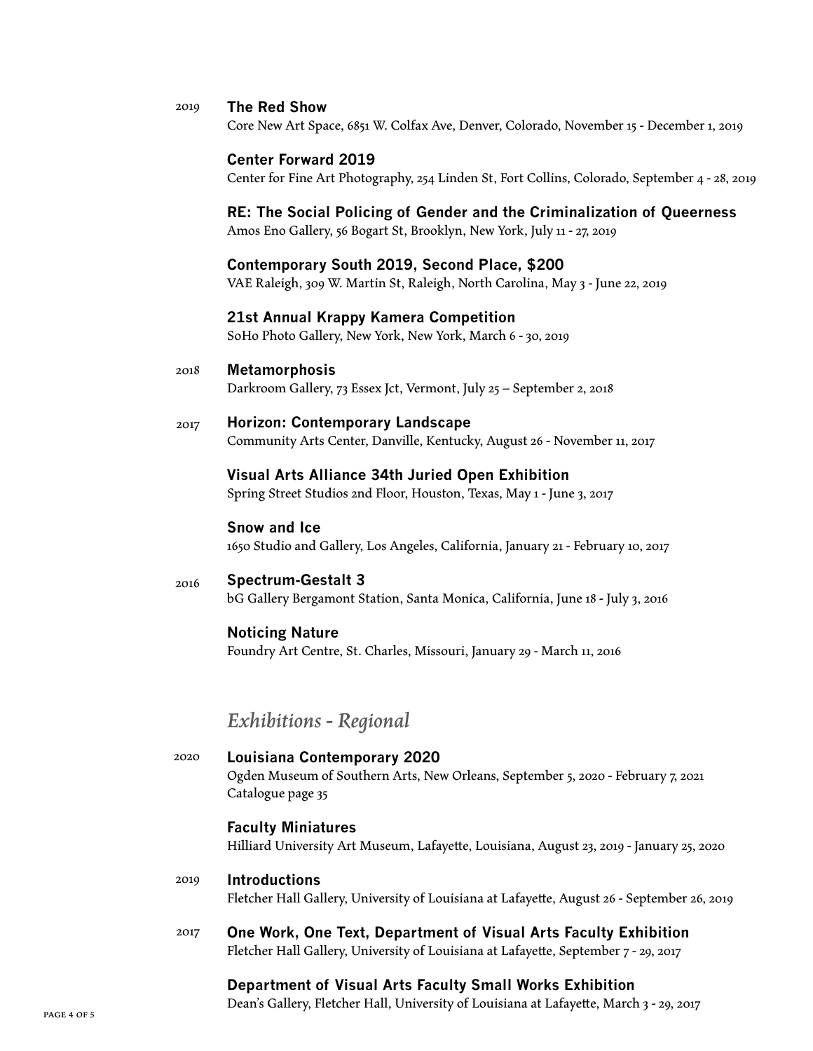2019

**The Red Show**
Core New Art Space, 6851 W. Colfax Ave, Denver, Colorado, November 15 - December 1, 2019

**Center Forward 2019**
Center for Fine Art Photography, 254 Linden St, Fort Collins, Colorado, September 4 - 28, 2019

**RE: The Social Policing of Gender and the Criminalization of Queerness**
Amos Eno Gallery, 56 Bogart St, Brooklyn, New York, July 11 - 27, 2019

**Contemporary South 2019, Second Place, $200**
VAE Raleigh, 309 W. Martin St, Raleigh, North Carolina, May 3 - June 22, 2019

**21st Annual Krappy Kamera Competition**
SoHo Photo Gallery, New York, New York, March 6 - 30, 2019

2018

**Metamorphosis**
Darkroom Gallery, 73 Essex Jct, Vermont, July 25 – September 2, 2018

2017

**Horizon: Contemporary Landscape**
Community Arts Center, Danville, Kentucky, August 26 - November 11, 2017

**Visual Arts Alliance 34th Juried Open Exhibition**
Spring Street Studios 2nd Floor, Houston, Texas, May 1 - June 3, 2017

**Snow and Ice**
1650 Studio and Gallery, Los Angeles, California, January 21 - February 10, 2017

2016

**Spectrum-Gestalt 3**
bG Gallery Bergamont Station, Santa Monica, California, June 18 - July 3, 2016

**Noticing Nature**
Foundry Art Centre, St. Charles, Missouri, January 29 - March 11, 2016

## *Exhibitions - Regional*

2020

**Louisiana Contemporary 2020**
Ogden Museum of Southern Arts, New Orleans, September 5, 2020 - February 7, 2021
Catalogue page 35

**Faculty Miniatures**
Hilliard University Art Museum, Lafayette, Louisiana, August 23, 2019 - January 25, 2020

2019

**Introductions**
Fletcher Hall Gallery, University of Louisiana at Lafayette, August 26 - September 26, 2019

2017

**One Work, One Text, Department of Visual Arts Faculty Exhibition**
Fletcher Hall Gallery, University of Louisiana at Lafayette, September 7 - 29, 2017

**Department of Visual Arts Faculty Small Works Exhibition**
Dean's Gallery, Fletcher Hall, University of Louisiana at Lafayette, March 3 - 29, 2017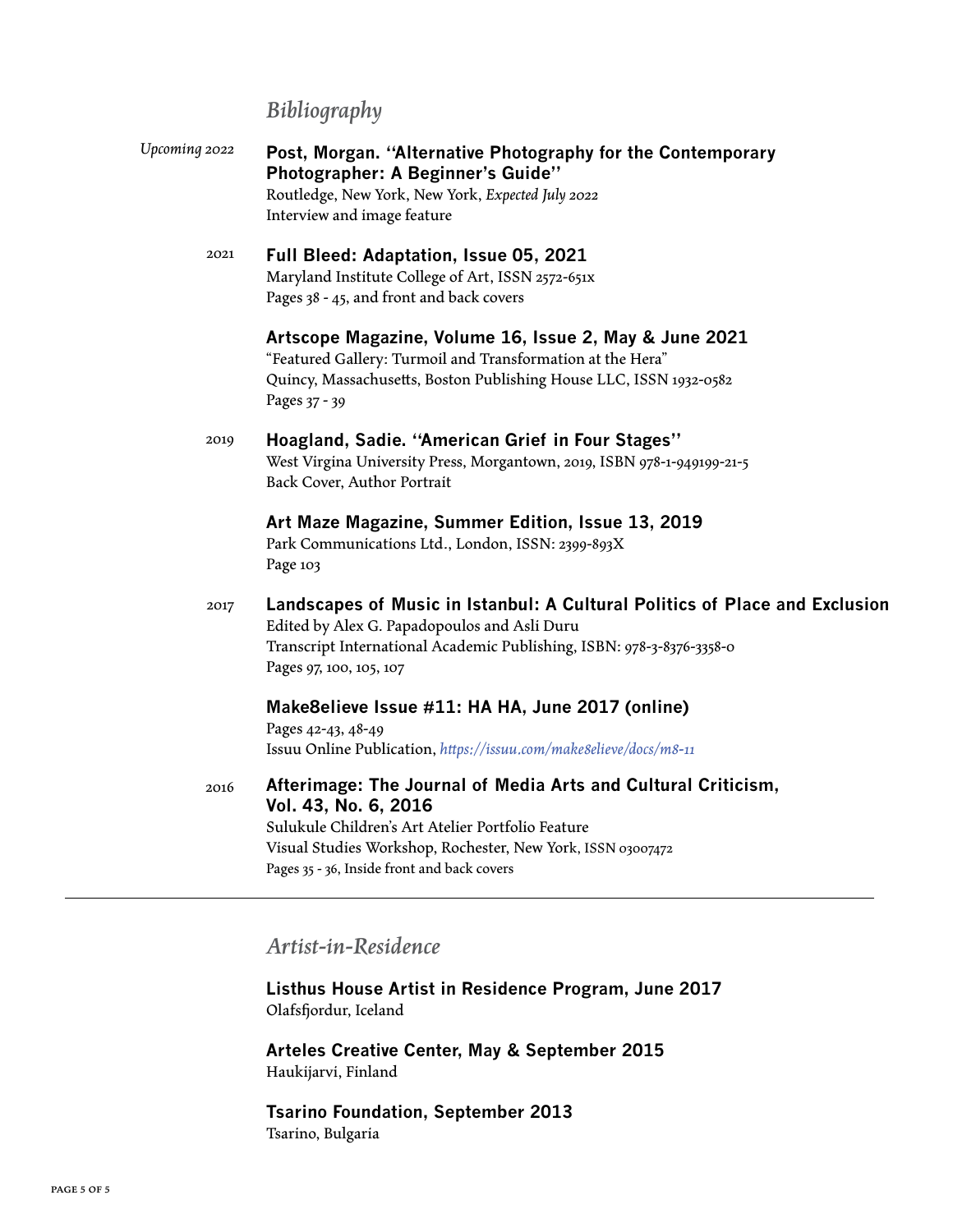## *Bibliography*

*Upcoming 2022*

**Post, Morgan. "Alternative Photography for the Contemporary Photographer: A Beginner's Guide"**
Routledge, New York, New York, *Expected July 2022*
Interview and image feature

2021

**Full Bleed: Adaptation, Issue 05, 2021**
Maryland Institute College of Art, ISSN 2572-651x
Pages 38 - 45, and front and back covers

**Artscope Magazine, Volume 16, Issue 2, May & June 2021**
"Featured Gallery: Turmoil and Transformation at the Hera"
Quincy, Massachusetts, Boston Publishing House LLC, ISSN 1932-0582
Pages 37 - 39

2019

**Hoagland, Sadie. "American Grief in Four Stages"**
West Virgina University Press, Morgantown, 2019, ISBN 978-1-949199-21-5
Back Cover, Author Portrait

**Art Maze Magazine, Summer Edition, Issue 13, 2019**
Park Communications Ltd., London, ISSN: 2399-893X
Page 103

2017

**Landscapes of Music in Istanbul: A Cultural Politics of Place and Exclusion**
Edited by Alex G. Papadopoulos and Asli Duru
Transcript International Academic Publishing, ISBN: 978-3-8376-3358-0
Pages 97, 100, 105, 107

**Make8elieve Issue #11: HA HA, June 2017 (online)**
Pages 42-43, 48-49
Issuu Online Publication, *https://issuu.com/make8elieve/docs/m8-11*

2016

**Afterimage: The Journal of Media Arts and Cultural Criticism, Vol. 43, No. 6, 2016**
Sulukule Children's Art Atelier Portfolio Feature
Visual Studies Workshop, Rochester, New York, ISSN 03007472
Pages 35 - 36, Inside front and back covers

---

## *Artist-in-Residence*

**Listhus House Artist in Residence Program, June 2017**
Olafsfjordur, Iceland

**Arteles Creative Center, May & September 2015**
Haukijarvi, Finland

**Tsarino Foundation, September 2013**
Tsarino, Bulgaria